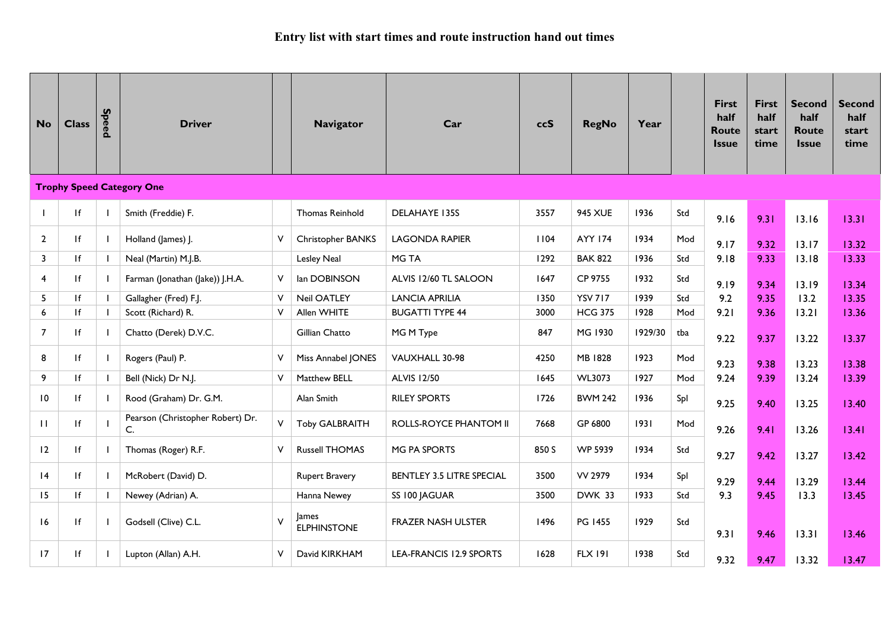# Entry list with start times and route instruction hand out times

| No | Class | Speed | Driver | | Navigator | Car | ccS | RegNo | Year | | First half Route Issue | First half start time | Second half Route Issue | Second half start time |
|---|---|---|---|---|---|---|---|---|---|---|---|---|---|---|
| **Trophy Speed Category One** | | | | | | | | | | | | | | |
| 1 | 1f | 1 | Smith (Freddie) F. | | Thomas Reinhold | DELAHAYE 135S | 3557 | 945 XUE | 1936 | Std | 9.16 | 9.31 | 13.16 | 13.31 |
| 2 | 1f | 1 | Holland (James) J. | V | Christopher BANKS | LAGONDA RAPIER | 1104 | AYY 174 | 1934 | Mod | 9.17 | 9.32 | 13.17 | 13.32 |
| 3 | 1f | 1 | Neal (Martin) M.J.B. | | Lesley Neal | MG TA | 1292 | BAK 822 | 1936 | Std | 9.18 | 9.33 | 13.18 | 13.33 |
| 4 | 1f | 1 | Farman (Jonathan (Jake)) J.H.A. | V | Ian DOBINSON | ALVIS 12/60 TL SALOON | 1647 | CP 9755 | 1932 | Std | 9.19 | 9.34 | 13.19 | 13.34 |
| 5 | 1f | 1 | Gallagher (Fred) F.J. | V | Neil OATLEY | LANCIA APRILIA | 1350 | YSV 717 | 1939 | Std | 9.2 | 9.35 | 13.2 | 13.35 |
| 6 | 1f | 1 | Scott (Richard) R. | V | Allen WHITE | BUGATTI TYPE 44 | 3000 | HCG 375 | 1928 | Mod | 9.21 | 9.36 | 13.21 | 13.36 |
| 7 | 1f | 1 | Chatto (Derek) D.V.C. | | Gillian Chatto | MG M Type | 847 | MG 1930 | 1929/30 | tba | 9.22 | 9.37 | 13.22 | 13.37 |
| 8 | 1f | 1 | Rogers (Paul) P. | V | Miss Annabel JONES | VAUXHALL 30-98 | 4250 | MB 1828 | 1923 | Mod | 9.23 | 9.38 | 13.23 | 13.38 |
| 9 | 1f | 1 | Bell (Nick) Dr N.J. | V | Matthew BELL | ALVIS 12/50 | 1645 | WL3073 | 1927 | Mod | 9.24 | 9.39 | 13.24 | 13.39 |
| 10 | 1f | 1 | Rood (Graham) Dr. G.M. | | Alan Smith | RILEY SPORTS | 1726 | BWM 242 | 1936 | Spl | 9.25 | 9.40 | 13.25 | 13.40 |
| 11 | 1f | 1 | Pearson (Christopher Robert) Dr. C. | V | Toby GALBRAITH | ROLLS-ROYCE PHANTOM II | 7668 | GP 6800 | 1931 | Mod | 9.26 | 9.41 | 13.26 | 13.41 |
| 12 | 1f | 1 | Thomas (Roger) R.F. | V | Russell THOMAS | MG PA SPORTS | 850 S | WP 5939 | 1934 | Std | 9.27 | 9.42 | 13.27 | 13.42 |
| 14 | 1f | 1 | McRobert (David) D. | | Rupert Bravery | BENTLEY 3.5 LITRE SPECIAL | 3500 | VV 2979 | 1934 | Spl | 9.29 | 9.44 | 13.29 | 13.44 |
| 15 | 1f | 1 | Newey (Adrian) A. | | Hanna Newey | SS 100 JAGUAR | 3500 | DWK 33 | 1933 | Std | 9.3 | 9.45 | 13.3 | 13.45 |
| 16 | 1f | 1 | Godsell (Clive) C.L. | V | James ELPHINSTONE | FRAZER NASH ULSTER | 1496 | PG 1455 | 1929 | Std | 9.31 | 9.46 | 13.31 | 13.46 |
| 17 | 1f | 1 | Lupton (Allan) A.H. | V | David KIRKHAM | LEA-FRANCIS 12.9 SPORTS | 1628 | FLX 191 | 1938 | Std | 9.32 | 9.47 | 13.32 | 13.47 |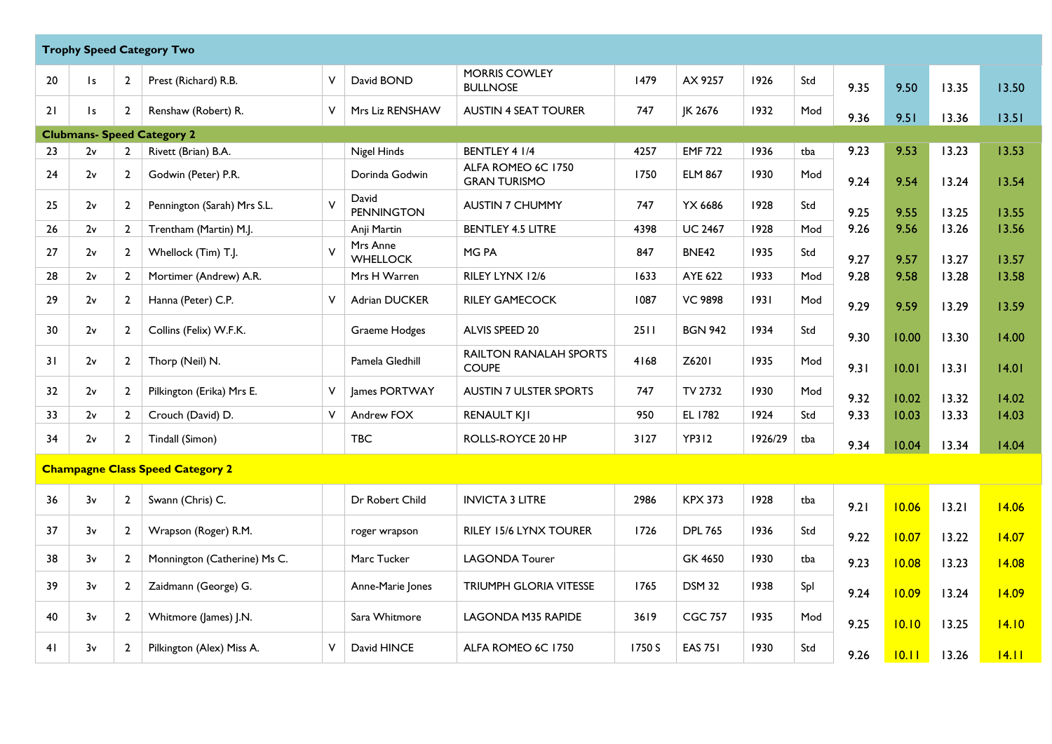| | | | | | | | | | | | | | | |
|---|---|---|---|---|---|---|---|---|---|---|---|---|---|---|
| **Trophy Speed Category Two** | | | | | | | | | | | | | | |
| 20 | 1s | 2 | Prest (Richard) R.B. | V | David BOND | MORRIS COWLEY BULLNOSE | 1479 | AX 9257 | 1926 | Std | 9.35 | 9.50 | 13.35 | 13.50 |
| 21 | 1s | 2 | Renshaw (Robert) R. | V | Mrs Liz RENSHAW | AUSTIN 4 SEAT TOURER | 747 | JK 2676 | 1932 | Mod | 9.36 | 9.51 | 13.36 | 13.51 |
| **Clubmans- Speed Category 2** | | | | | | | | | | | | | | |
| 23 | 2v | 2 | Rivett (Brian) B.A. | | Nigel Hinds | BENTLEY 4 1/4 | 4257 | EMF 722 | 1936 | tba | 9.23 | 9.53 | 13.23 | 13.53 |
| 24 | 2v | 2 | Godwin (Peter) P.R. | | Dorinda Godwin | ALFA ROMEO 6C 1750 GRAN TURISMO | 1750 | ELM 867 | 1930 | Mod | 9.24 | 9.54 | 13.24 | 13.54 |
| 25 | 2v | 2 | Pennington (Sarah) Mrs S.L. | V | David PENNINGTON | AUSTIN 7 CHUMMY | 747 | YX 6686 | 1928 | Std | 9.25 | 9.55 | 13.25 | 13.55 |
| 26 | 2v | 2 | Trentham (Martin) M.J. | | Anji Martin | BENTLEY 4.5 LITRE | 4398 | UC 2467 | 1928 | Mod | 9.26 | 9.56 | 13.26 | 13.56 |
| 27 | 2v | 2 | Whellock (Tim) T.J. | V | Mrs Anne WHELLOCK | MG PA | 847 | BNE42 | 1935 | Std | 9.27 | 9.57 | 13.27 | 13.57 |
| 28 | 2v | 2 | Mortimer (Andrew) A.R. | | Mrs H Warren | RILEY LYNX 12/6 | 1633 | AYE 622 | 1933 | Mod | 9.28 | 9.58 | 13.28 | 13.58 |
| 29 | 2v | 2 | Hanna (Peter) C.P. | V | Adrian DUCKER | RILEY GAMECOCK | 1087 | VC 9898 | 1931 | Mod | 9.29 | 9.59 | 13.29 | 13.59 |
| 30 | 2v | 2 | Collins (Felix) W.F.K. | | Graeme Hodges | ALVIS SPEED 20 | 2511 | BGN 942 | 1934 | Std | 9.30 | 10.00 | 13.30 | 14.00 |
| 31 | 2v | 2 | Thorp (Neil) N. | | Pamela Gledhill | RAILTON RANALAH SPORTS COUPE | 4168 | Z6201 | 1935 | Mod | 9.31 | 10.01 | 13.31 | 14.01 |
| 32 | 2v | 2 | Pilkington (Erika) Mrs E. | V | James PORTWAY | AUSTIN 7 ULSTER SPORTS | 747 | TV 2732 | 1930 | Mod | 9.32 | 10.02 | 13.32 | 14.02 |
| 33 | 2v | 2 | Crouch (David) D. | V | Andrew FOX | RENAULT KJ1 | 950 | EL 1782 | 1924 | Std | 9.33 | 10.03 | 13.33 | 14.03 |
| 34 | 2v | 2 | Tindall (Simon) | | TBC | ROLLS-ROYCE 20 HP | 3127 | YP312 | 1926/29 | tba | 9.34 | 10.04 | 13.34 | 14.04 |
| **Champagne Class Speed Category 2** | | | | | | | | | | | | | | |
| 36 | 3v | 2 | Swann (Chris) C. | | Dr Robert Child | INVICTA 3 LITRE | 2986 | KPX 373 | 1928 | tba | 9.21 | 10.06 | 13.21 | 14.06 |
| 37 | 3v | 2 | Wrapson (Roger) R.M. | | roger wrapson | RILEY 15/6 LYNX TOURER | 1726 | DPL 765 | 1936 | Std | 9.22 | 10.07 | 13.22 | 14.07 |
| 38 | 3v | 2 | Monnington (Catherine) Ms C. | | Marc Tucker | LAGONDA Tourer | | GK 4650 | 1930 | tba | 9.23 | 10.08 | 13.23 | 14.08 |
| 39 | 3v | 2 | Zaidmann (George) G. | | Anne-Marie Jones | TRIUMPH GLORIA VITESSE | 1765 | DSM 32 | 1938 | Spl | 9.24 | 10.09 | 13.24 | 14.09 |
| 40 | 3v | 2 | Whitmore (James) J.N. | | Sara Whitmore | LAGONDA M35 RAPIDE | 3619 | CGC 757 | 1935 | Mod | 9.25 | 10.10 | 13.25 | 14.10 |
| 41 | 3v | 2 | Pilkington (Alex) Miss A. | V | David HINCE | ALFA ROMEO 6C 1750 | 1750 S | EAS 751 | 1930 | Std | 9.26 | 10.11 | 13.26 | 14.11 |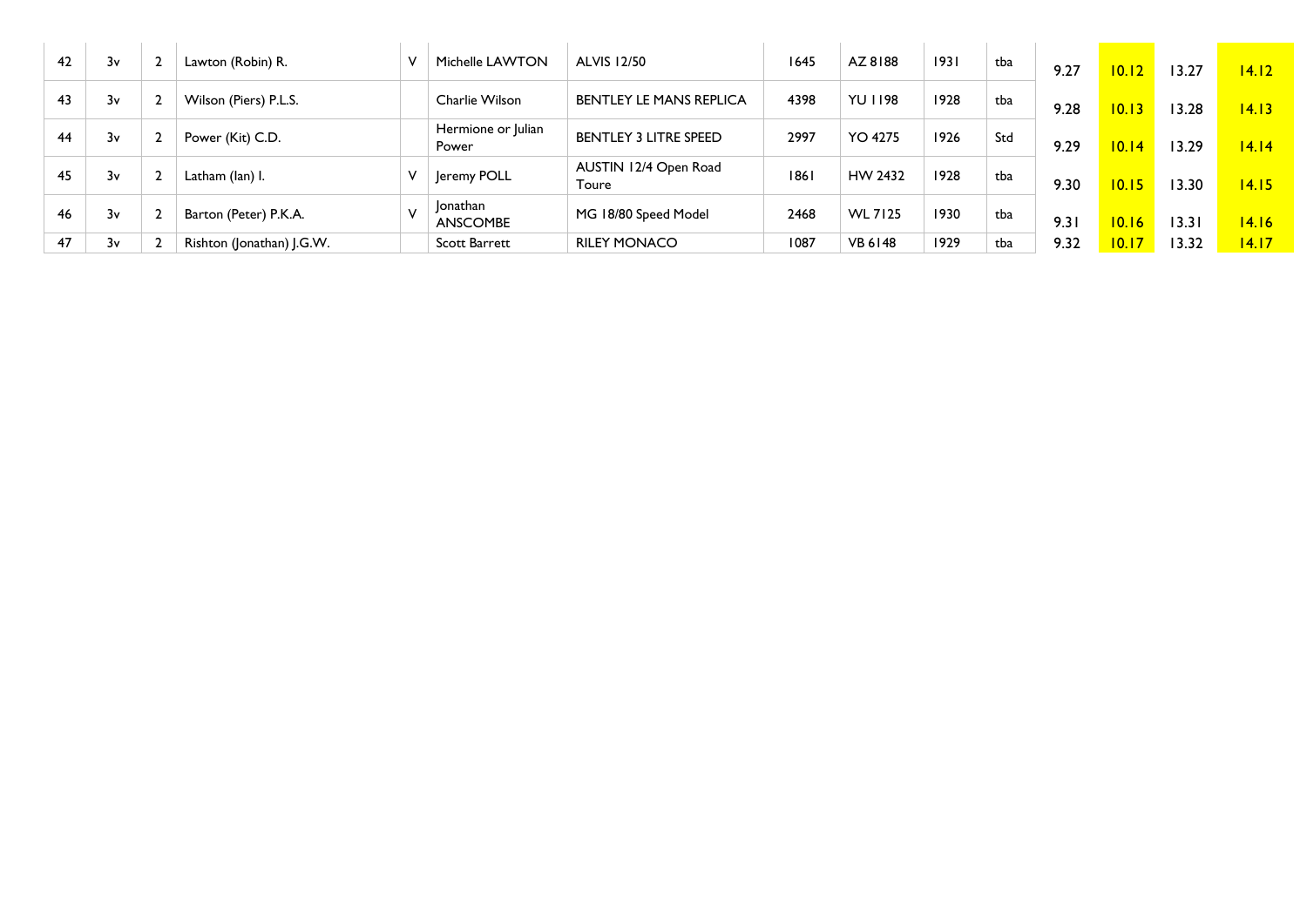| | | | | | | | | | | | | | | |
|---|---|---|---|---|---|---|---|---|---|---|---|---|---|---|
| 42 | 3v | 2 | Lawton (Robin) R. | V | Michelle LAWTON | ALVIS 12/50 | 1645 | AZ 8188 | 1931 | tba | 9.27 | 10.12 | 13.27 | 14.12 |
| 43 | 3v | 2 | Wilson (Piers) P.L.S. | | Charlie Wilson | BENTLEY LE MANS REPLICA | 4398 | YU 1198 | 1928 | tba | 9.28 | 10.13 | 13.28 | 14.13 |
| 44 | 3v | 2 | Power (Kit) C.D. | | Hermione or Julian Power | BENTLEY 3 LITRE SPEED | 2997 | YO 4275 | 1926 | Std | 9.29 | 10.14 | 13.29 | 14.14 |
| 45 | 3v | 2 | Latham (Ian) I. | V | Jeremy POLL | AUSTIN 12/4 Open Road Toure | 1861 | HW 2432 | 1928 | tba | 9.30 | 10.15 | 13.30 | 14.15 |
| 46 | 3v | 2 | Barton (Peter) P.K.A. | V | Jonathan ANSCOMBE | MG 18/80 Speed Model | 2468 | WL 7125 | 1930 | tba | 9.31 | 10.16 | 13.31 | 14.16 |
| 47 | 3v | 2 | Rishton (Jonathan) J.G.W. | | Scott Barrett | RILEY MONACO | 1087 | VB 6148 | 1929 | tba | 9.32 | 10.17 | 13.32 | 14.17 |